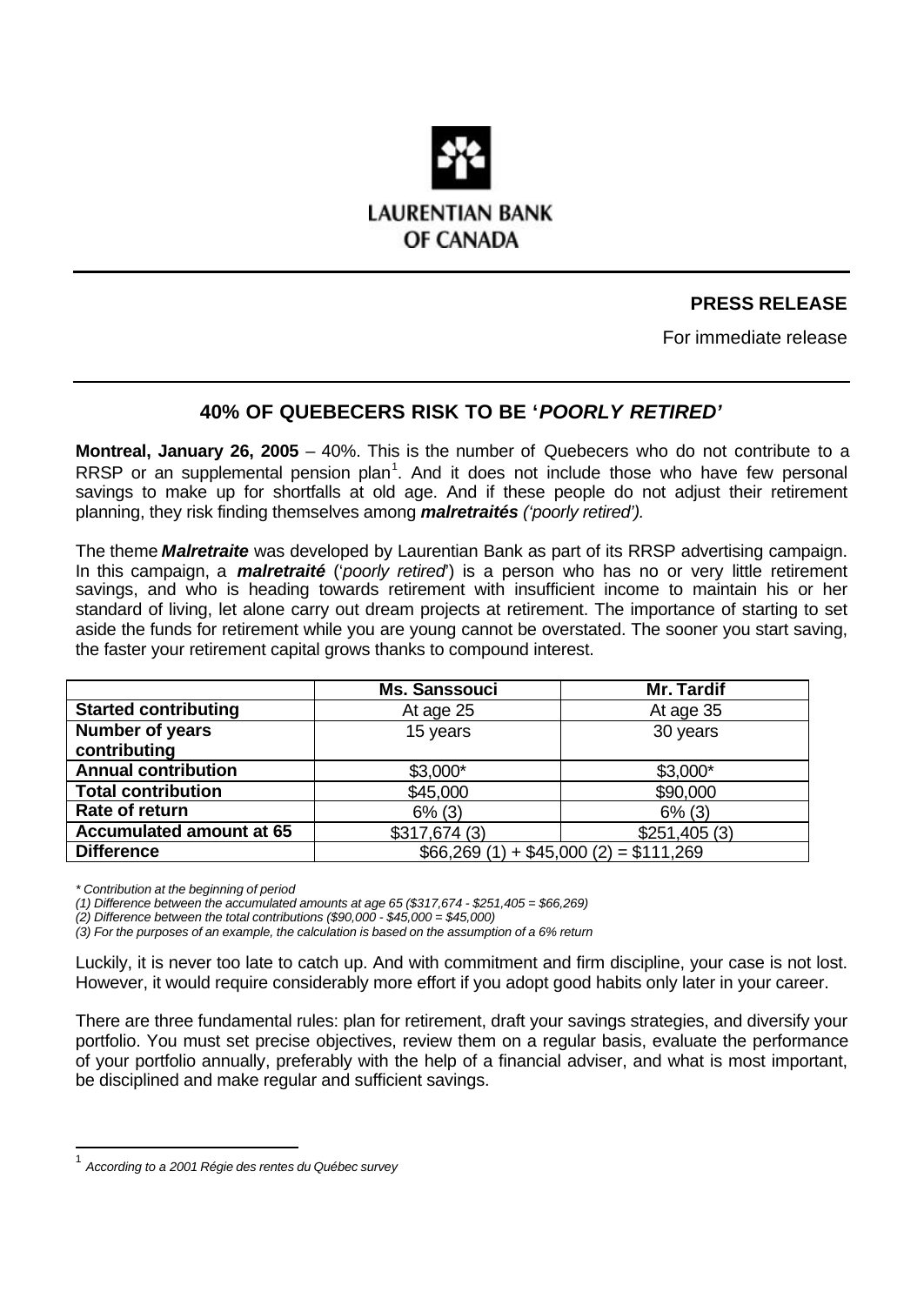LAURENTIAN BANK OF CANADA

**PRESS RELEASE**

For immediate release

## 40% OF QUEBECERS RISK TO BE '*POORLY RETIRED*'

**Montreal, January 26, 2005** – 40%. This is the number of Quebecers who do not contribute to a RRSP or an supplemental pension plan[1]. And it does not include those who have few personal savings to make up for shortfalls at old age. And if these people do not adjust their retirement planning, they risk finding themselves among ***malretraités*** *('poorly retired').*

The theme ***Malretraite*** was developed by Laurentian Bank as part of its RRSP advertising campaign. In this campaign, a ***malretraité*** ('*poorly retired*') is a person who has no or very little retirement savings, and who is heading towards retirement with insufficient income to maintain his or her standard of living, let alone carry out dream projects at retirement. The importance of starting to set aside the funds for retirement while you are young cannot be overstated. The sooner you start saving, the faster your retirement capital grows thanks to compound interest.

| | Ms. Sanssouci | Mr. Tardif |
|---|---|---|
| **Started contributing** | At age 25 | At age 35 |
| **Number of years contributing** | 15 years | 30 years |
| **Annual contribution** | $3,000* | $3,000* |
| **Total contribution** | $45,000 | $90,000 |
| **Rate of return** | 6% (3) | 6% (3) |
| **Accumulated amount at 65** | $317,674 (3) | $251,405 (3) |
| **Difference** | $66,269 (1) + $45,000 (2) = $111,269 | |

*\* Contribution at the beginning of period*

*(1) Difference between the accumulated amounts at age 65 ($317,674 - $251,405 = $66,269)*

*(2) Difference between the total contributions ($90,000 - $45,000 = $45,000)*

*(3) For the purposes of an example, the calculation is based on the assumption of a 6% return*

Luckily, it is never too late to catch up. And with commitment and firm discipline, your case is not lost. However, it would require considerably more effort if you adopt good habits only later in your career.

There are three fundamental rules: plan for retirement, draft your savings strategies, and diversify your portfolio. You must set precise objectives, review them on a regular basis, evaluate the performance of your portfolio annually, preferably with the help of a financial adviser, and what is most important, be disciplined and make regular and sufficient savings.

---

[1] *According to a 2001 Régie des rentes du Québec survey*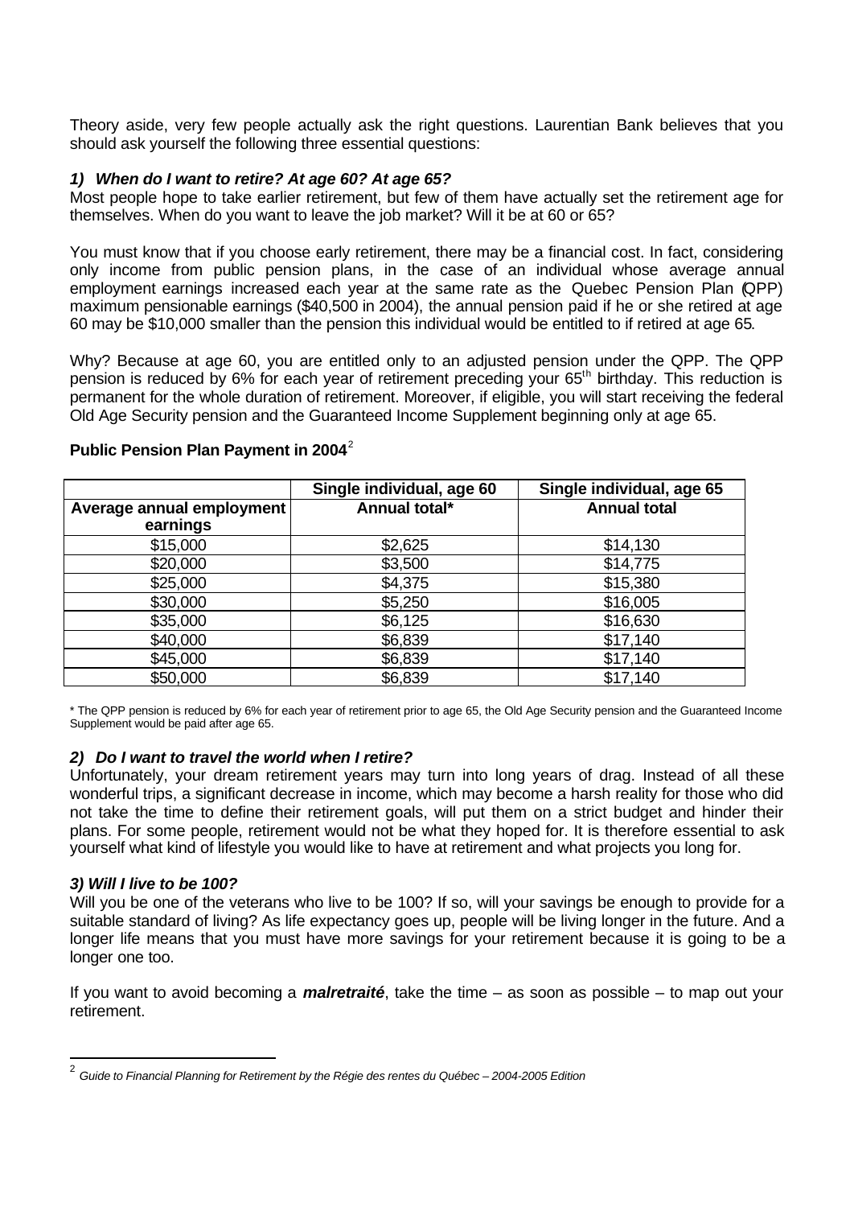Theory aside, very few people actually ask the right questions. Laurentian Bank believes that you should ask yourself the following three essential questions:

### *1) When do I want to retire? At age 60? At age 65?*

Most people hope to take earlier retirement, but few of them have actually set the retirement age for themselves. When do you want to leave the job market? Will it be at 60 or 65?

You must know that if you choose early retirement, there may be a financial cost. In fact, considering only income from public pension plans, in the case of an individual whose average annual employment earnings increased each year at the same rate as the Quebec Pension Plan (QPP) maximum pensionable earnings ($40,500 in 2004), the annual pension paid if he or she retired at age 60 may be $10,000 smaller than the pension this individual would be entitled to if retired at age 65.

Why? Because at age 60, you are entitled only to an adjusted pension under the QPP. The QPP pension is reduced by 6% for each year of retirement preceding your 65th birthday. This reduction is permanent for the whole duration of retirement. Moreover, if eligible, you will start receiving the federal Old Age Security pension and the Guaranteed Income Supplement beginning only at age 65.

**Public Pension Plan Payment in 2004**[2]

| | Single individual, age 60 | Single individual, age 65 |
|---|---|---|
| **Average annual employment earnings** | **Annual total*** | **Annual total** |
| $15,000 | $2,625 | $14,130 |
| $20,000 | $3,500 | $14,775 |
| $25,000 | $4,375 | $15,380 |
| $30,000 | $5,250 | $16,005 |
| $35,000 | $6,125 | $16,630 |
| $40,000 | $6,839 | $17,140 |
| $45,000 | $6,839 | $17,140 |
| $50,000 | $6,839 | $17,140 |

\* The QPP pension is reduced by 6% for each year of retirement prior to age 65, the Old Age Security pension and the Guaranteed Income Supplement would be paid after age 65.

### *2) Do I want to travel the world when I retire?*

Unfortunately, your dream retirement years may turn into long years of drag. Instead of all these wonderful trips, a significant decrease in income, which may become a harsh reality for those who did not take the time to define their retirement goals, will put them on a strict budget and hinder their plans. For some people, retirement would not be what they hoped for. It is therefore essential to ask yourself what kind of lifestyle you would like to have at retirement and what projects you long for.

### *3) Will I live to be 100?*

Will you be one of the veterans who live to be 100? If so, will your savings be enough to provide for a suitable standard of living? As life expectancy goes up, people will be living longer in the future. And a longer life means that you must have more savings for your retirement because it is going to be a longer one too.

If you want to avoid becoming a ***malretraité***, take the time – as soon as possible – to map out your retirement.

---

[2] *Guide to Financial Planning for Retirement by the Régie des rentes du Québec – 2004-2005 Edition*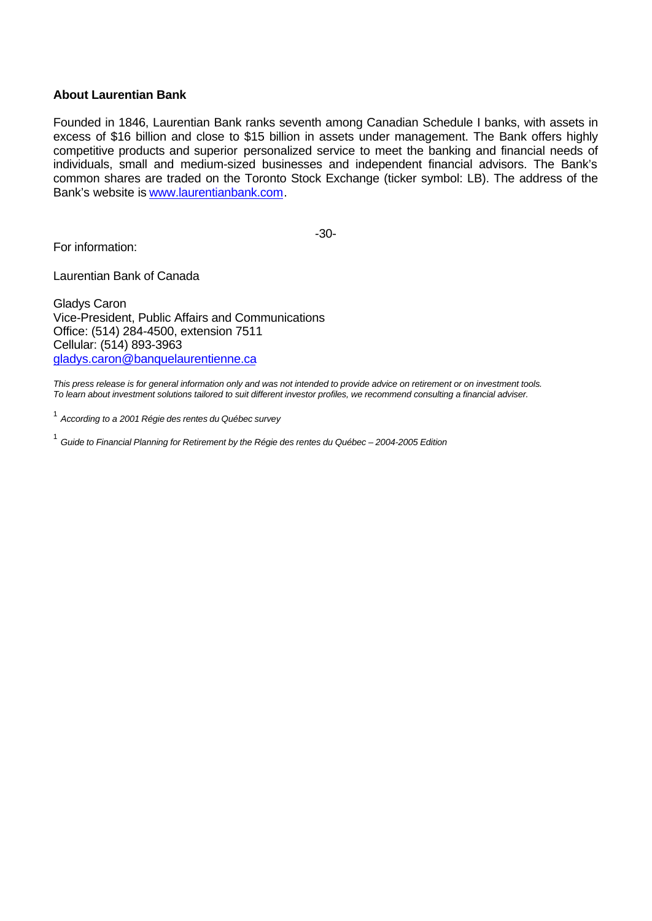**About Laurentian Bank**

Founded in 1846, Laurentian Bank ranks seventh among Canadian Schedule I banks, with assets in excess of $16 billion and close to $15 billion in assets under management. The Bank offers highly competitive products and superior personalized service to meet the banking and financial needs of individuals, small and medium-sized businesses and independent financial advisors. The Bank's common shares are traded on the Toronto Stock Exchange (ticker symbol: LB). The address of the Bank's website is www.laurentianbank.com.

-30-

For information:

Laurentian Bank of Canada

Gladys Caron
Vice-President, Public Affairs and Communications
Office: (514) 284-4500, extension 7511
Cellular: (514) 893-3963
gladys.caron@banquelaurentienne.ca

*This press release is for general information only and was not intended to provide advice on retirement or on investment tools. To learn about investment solutions tailored to suit different investor profiles, we recommend consulting a financial adviser.*

[1] *According to a 2001 Régie des rentes du Québec survey*

[1] *Guide to Financial Planning for Retirement by the Régie des rentes du Québec – 2004-2005 Edition*